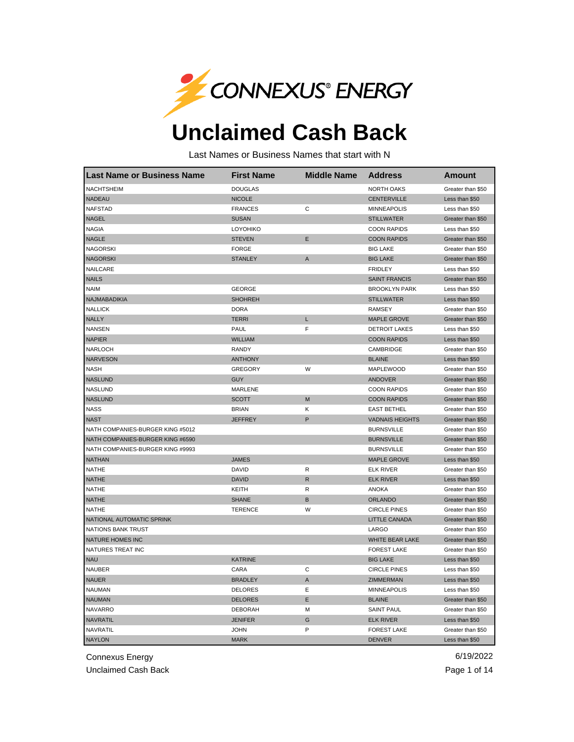CONNEXUS® ENERGY

# Unclaimed Cash Back

Last Names or Business Names that start with N

| Last Name or Business Name | First Name | Middle Name | Address | Amount |
|---|---|---|---|---|
| NACHTSHEIM | DOUGLAS | | NORTH OAKS | Greater than $50 |
| NADEAU | NICOLE | | CENTERVILLE | Less than $50 |
| NAFSTAD | FRANCES | C | MINNEAPOLIS | Less than $50 |
| NAGEL | SUSAN | | STILLWATER | Greater than $50 |
| NAGIA | LOYOHIKO | | COON RAPIDS | Less than $50 |
| NAGLE | STEVEN | E | COON RAPIDS | Greater than $50 |
| NAGORSKI | FORGE | | BIG LAKE | Greater than $50 |
| NAGORSKI | STANLEY | A | BIG LAKE | Greater than $50 |
| NAILCARE | | | FRIDLEY | Less than $50 |
| NAILS | | | SAINT FRANCIS | Greater than $50 |
| NAIM | GEORGE | | BROOKLYN PARK | Less than $50 |
| NAJMABADIKIA | SHOHREH | | STILLWATER | Less than $50 |
| NALLICK | DORA | | RAMSEY | Greater than $50 |
| NALLY | TERRI | L | MAPLE GROVE | Greater than $50 |
| NANSEN | PAUL | F | DETROIT LAKES | Less than $50 |
| NAPIER | WILLIAM | | COON RAPIDS | Less than $50 |
| NARLOCH | RANDY | | CAMBRIDGE | Greater than $50 |
| NARVESON | ANTHONY | | BLAINE | Less than $50 |
| NASH | GREGORY | W | MAPLEWOOD | Greater than $50 |
| NASLUND | GUY | | ANDOVER | Greater than $50 |
| NASLUND | MARLENE | | COON RAPIDS | Greater than $50 |
| NASLUND | SCOTT | M | COON RAPIDS | Greater than $50 |
| NASS | BRIAN | K | EAST BETHEL | Greater than $50 |
| NAST | JEFFREY | P | VADNAIS HEIGHTS | Greater than $50 |
| NATH COMPANIES-BURGER KING #5012 | | | BURNSVILLE | Greater than $50 |
| NATH COMPANIES-BURGER KING #6590 | | | BURNSVILLE | Greater than $50 |
| NATH COMPANIES-BURGER KING #9993 | | | BURNSVILLE | Greater than $50 |
| NATHAN | JAMES | | MAPLE GROVE | Less than $50 |
| NATHE | DAVID | R | ELK RIVER | Greater than $50 |
| NATHE | DAVID | R | ELK RIVER | Less than $50 |
| NATHE | KEITH | R | ANOKA | Greater than $50 |
| NATHE | SHANE | B | ORLANDO | Greater than $50 |
| NATHE | TERENCE | W | CIRCLE PINES | Greater than $50 |
| NATIONAL AUTOMATIC SPRINK | | | LITTLE CANADA | Greater than $50 |
| NATIONS BANK TRUST | | | LARGO | Greater than $50 |
| NATURE HOMES INC | | | WHITE BEAR LAKE | Greater than $50 |
| NATURES TREAT INC | | | FOREST LAKE | Greater than $50 |
| NAU | KATRINE | | BIG LAKE | Less than $50 |
| NAUBER | CARA | C | CIRCLE PINES | Less than $50 |
| NAUER | BRADLEY | A | ZIMMERMAN | Less than $50 |
| NAUMAN | DELORES | E | MINNEAPOLIS | Less than $50 |
| NAUMAN | DELORES | E | BLAINE | Greater than $50 |
| NAVARRO | DEBORAH | M | SAINT PAUL | Greater than $50 |
| NAVRATIL | JENIFER | G | ELK RIVER | Less than $50 |
| NAVRATIL | JOHN | P | FOREST LAKE | Greater than $50 |
| NAYLON | MARK | | DENVER | Less than $50 |

Connexus Energy
Unclaimed Cash Back

6/19/2022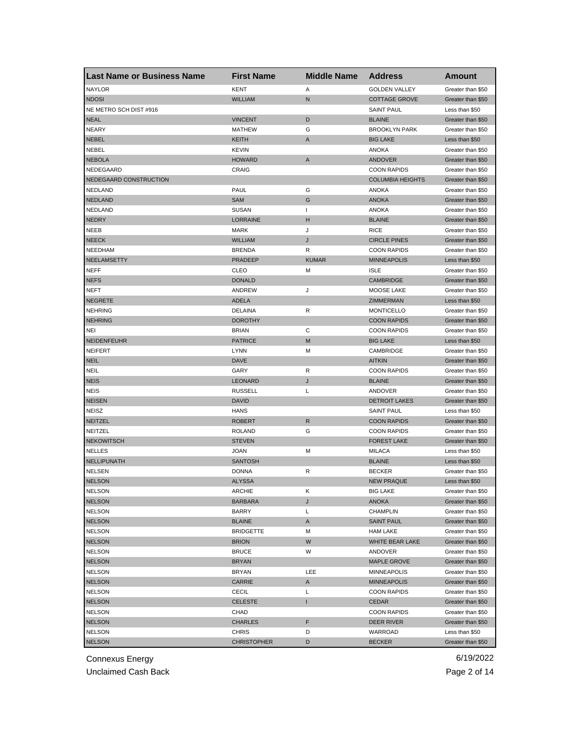| Last Name or Business Name | First Name | Middle Name | Address | Amount |
| --- | --- | --- | --- | --- |
| NAYLOR | KENT | A | GOLDEN VALLEY | Greater than $50 |
| NDOSI | WILLIAM | N | COTTAGE GROVE | Greater than $50 |
| NE METRO SCH DIST #916 | | | SAINT PAUL | Less than $50 |
| NEAL | VINCENT | D | BLAINE | Greater than $50 |
| NEARY | MATHEW | G | BROOKLYN PARK | Greater than $50 |
| NEBEL | KEITH | A | BIG LAKE | Less than $50 |
| NEBEL | KEVIN | | ANOKA | Greater than $50 |
| NEBOLA | HOWARD | A | ANDOVER | Greater than $50 |
| NEDEGAARD | CRAIG | | COON RAPIDS | Greater than $50 |
| NEDEGAARD CONSTRUCTION | | | COLUMBIA HEIGHTS | Greater than $50 |
| NEDLAND | PAUL | G | ANOKA | Greater than $50 |
| NEDLAND | SAM | G | ANOKA | Greater than $50 |
| NEDLAND | SUSAN | I | ANOKA | Greater than $50 |
| NEDRY | LORRAINE | H | BLAINE | Greater than $50 |
| NEEB | MARK | J | RICE | Greater than $50 |
| NEECK | WILLIAM | J | CIRCLE PINES | Greater than $50 |
| NEEDHAM | BRENDA | R | COON RAPIDS | Greater than $50 |
| NEELAMSETTY | PRADEEP | KUMAR | MINNEAPOLIS | Less than $50 |
| NEFF | CLEO | M | ISLE | Greater than $50 |
| NEFS | DONALD | | CAMBRIDGE | Greater than $50 |
| NEFT | ANDREW | J | MOOSE LAKE | Greater than $50 |
| NEGRETE | ADELA | | ZIMMERMAN | Less than $50 |
| NEHRING | DELAINA | R | MONTICELLO | Greater than $50 |
| NEHRING | DOROTHY | | COON RAPIDS | Greater than $50 |
| NEI | BRIAN | C | COON RAPIDS | Greater than $50 |
| NEIDENFEUHR | PATRICE | M | BIG LAKE | Less than $50 |
| NEIFERT | LYNN | M | CAMBRIDGE | Greater than $50 |
| NEIL | DAVE | | AITKIN | Greater than $50 |
| NEIL | GARY | R | COON RAPIDS | Greater than $50 |
| NEIS | LEONARD | J | BLAINE | Greater than $50 |
| NEIS | RUSSELL | L | ANDOVER | Greater than $50 |
| NEISEN | DAVID | | DETROIT LAKES | Greater than $50 |
| NEISZ | HANS | | SAINT PAUL | Less than $50 |
| NEITZEL | ROBERT | R | COON RAPIDS | Greater than $50 |
| NEITZEL | ROLAND | G | COON RAPIDS | Greater than $50 |
| NEKOWITSCH | STEVEN | | FOREST LAKE | Greater than $50 |
| NELLES | JOAN | M | MILACA | Less than $50 |
| NELLIPUNATH | SANTOSH | | BLAINE | Less than $50 |
| NELSEN | DONNA | R | BECKER | Greater than $50 |
| NELSON | ALYSSA | | NEW PRAQUE | Less than $50 |
| NELSON | ARCHIE | K | BIG LAKE | Greater than $50 |
| NELSON | BARBARA | J | ANOKA | Greater than $50 |
| NELSON | BARRY | L | CHAMPLIN | Greater than $50 |
| NELSON | BLAINE | A | SAINT PAUL | Greater than $50 |
| NELSON | BRIDGETTE | M | HAM LAKE | Greater than $50 |
| NELSON | BRION | W | WHITE BEAR LAKE | Greater than $50 |
| NELSON | BRUCE | W | ANDOVER | Greater than $50 |
| NELSON | BRYAN | | MAPLE GROVE | Greater than $50 |
| NELSON | BRYAN | LEE | MINNEAPOLIS | Greater than $50 |
| NELSON | CARRIE | A | MINNEAPOLIS | Greater than $50 |
| NELSON | CECIL | L | COON RAPIDS | Greater than $50 |
| NELSON | CELESTE | I | CEDAR | Greater than $50 |
| NELSON | CHAD | | COON RAPIDS | Greater than $50 |
| NELSON | CHARLES | F | DEER RIVER | Greater than $50 |
| NELSON | CHRIS | D | WARROAD | Less than $50 |
| NELSON | CHRISTOPHER | D | BECKER | Greater than $50 |

Connexus Energy
Unclaimed Cash Back
6/19/2022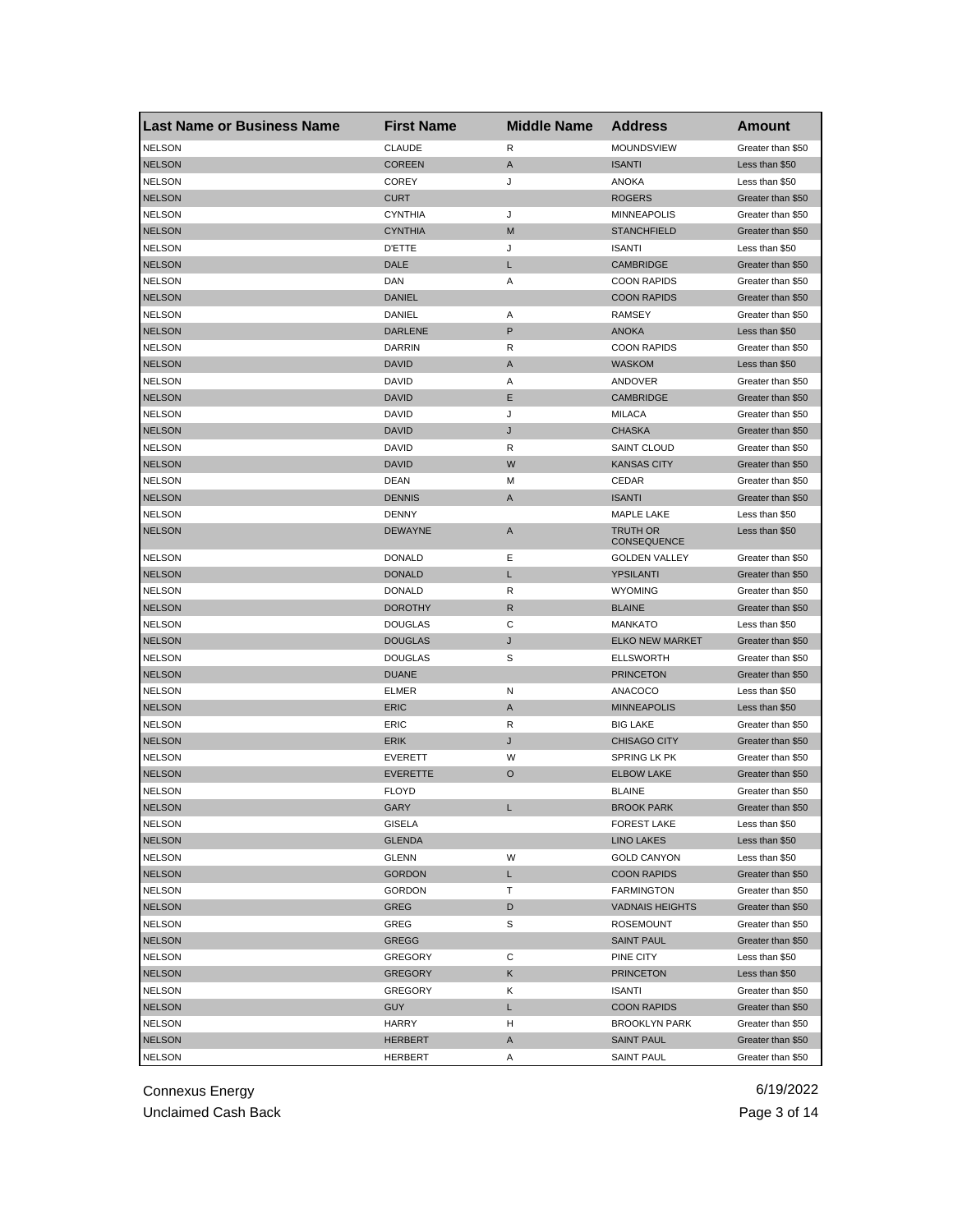| Last Name or Business Name | First Name | Middle Name | Address | Amount |
|---|---|---|---|---|
| NELSON | CLAUDE | R | MOUNDSVIEW | Greater than $50 |
| NELSON | COREEN | A | ISANTI | Less than $50 |
| NELSON | COREY | J | ANOKA | Less than $50 |
| NELSON | CURT | | ROGERS | Greater than $50 |
| NELSON | CYNTHIA | J | MINNEAPOLIS | Greater than $50 |
| NELSON | CYNTHIA | M | STANCHFIELD | Greater than $50 |
| NELSON | D'ETTE | J | ISANTI | Less than $50 |
| NELSON | DALE | L | CAMBRIDGE | Greater than $50 |
| NELSON | DAN | A | COON RAPIDS | Greater than $50 |
| NELSON | DANIEL | | COON RAPIDS | Greater than $50 |
| NELSON | DANIEL | A | RAMSEY | Greater than $50 |
| NELSON | DARLENE | P | ANOKA | Less than $50 |
| NELSON | DARRIN | R | COON RAPIDS | Greater than $50 |
| NELSON | DAVID | A | WASKOM | Less than $50 |
| NELSON | DAVID | A | ANDOVER | Greater than $50 |
| NELSON | DAVID | E | CAMBRIDGE | Greater than $50 |
| NELSON | DAVID | J | MILACA | Greater than $50 |
| NELSON | DAVID | J | CHASKA | Greater than $50 |
| NELSON | DAVID | R | SAINT CLOUD | Greater than $50 |
| NELSON | DAVID | W | KANSAS CITY | Greater than $50 |
| NELSON | DEAN | M | CEDAR | Greater than $50 |
| NELSON | DENNIS | A | ISANTI | Greater than $50 |
| NELSON | DENNY | | MAPLE LAKE | Less than $50 |
| NELSON | DEWAYNE | A | TRUTH OR CONSEQUENCE | Less than $50 |
| NELSON | DONALD | E | GOLDEN VALLEY | Greater than $50 |
| NELSON | DONALD | L | YPSILANTI | Greater than $50 |
| NELSON | DONALD | R | WYOMING | Greater than $50 |
| NELSON | DOROTHY | R | BLAINE | Greater than $50 |
| NELSON | DOUGLAS | C | MANKATO | Less than $50 |
| NELSON | DOUGLAS | J | ELKO NEW MARKET | Greater than $50 |
| NELSON | DOUGLAS | S | ELLSWORTH | Greater than $50 |
| NELSON | DUANE | | PRINCETON | Greater than $50 |
| NELSON | ELMER | N | ANACOCO | Less than $50 |
| NELSON | ERIC | A | MINNEAPOLIS | Less than $50 |
| NELSON | ERIC | R | BIG LAKE | Greater than $50 |
| NELSON | ERIK | J | CHISAGO CITY | Greater than $50 |
| NELSON | EVERETT | W | SPRING LK PK | Greater than $50 |
| NELSON | EVERETTE | O | ELBOW LAKE | Greater than $50 |
| NELSON | FLOYD | | BLAINE | Greater than $50 |
| NELSON | GARY | L | BROOK PARK | Greater than $50 |
| NELSON | GISELA | | FOREST LAKE | Less than $50 |
| NELSON | GLENDA | | LINO LAKES | Less than $50 |
| NELSON | GLENN | W | GOLD CANYON | Less than $50 |
| NELSON | GORDON | L | COON RAPIDS | Greater than $50 |
| NELSON | GORDON | T | FARMINGTON | Greater than $50 |
| NELSON | GREG | D | VADNAIS HEIGHTS | Greater than $50 |
| NELSON | GREG | S | ROSEMOUNT | Greater than $50 |
| NELSON | GREGG | | SAINT PAUL | Greater than $50 |
| NELSON | GREGORY | C | PINE CITY | Less than $50 |
| NELSON | GREGORY | K | PRINCETON | Less than $50 |
| NELSON | GREGORY | K | ISANTI | Greater than $50 |
| NELSON | GUY | L | COON RAPIDS | Greater than $50 |
| NELSON | HARRY | H | BROOKLYN PARK | Greater than $50 |
| NELSON | HERBERT | A | SAINT PAUL | Greater than $50 |
| NELSON | HERBERT | A | SAINT PAUL | Greater than $50 |

Connexus Energy
Unclaimed Cash Back

6/19/2022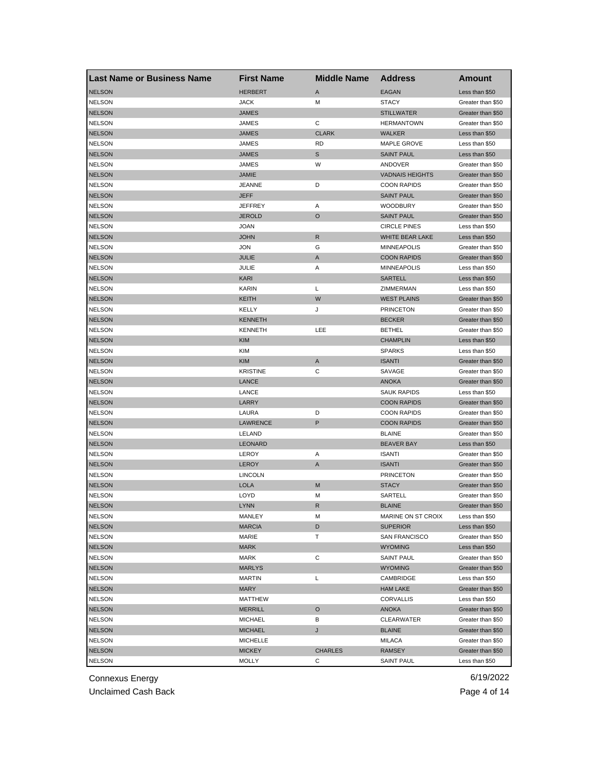| Last Name or Business Name | First Name | Middle Name | Address | Amount |
| --- | --- | --- | --- | --- |
| NELSON | HERBERT | A | EAGAN | Less than $50 |
| NELSON | JACK | M | STACY | Greater than $50 |
| NELSON | JAMES | | STILLWATER | Greater than $50 |
| NELSON | JAMES | C | HERMANTOWN | Greater than $50 |
| NELSON | JAMES | CLARK | WALKER | Less than $50 |
| NELSON | JAMES | RD | MAPLE GROVE | Less than $50 |
| NELSON | JAMES | S | SAINT PAUL | Less than $50 |
| NELSON | JAMES | W | ANDOVER | Greater than $50 |
| NELSON | JAMIE | | VADNAIS HEIGHTS | Greater than $50 |
| NELSON | JEANNE | D | COON RAPIDS | Greater than $50 |
| NELSON | JEFF | | SAINT PAUL | Greater than $50 |
| NELSON | JEFFREY | A | WOODBURY | Greater than $50 |
| NELSON | JEROLD | O | SAINT PAUL | Greater than $50 |
| NELSON | JOAN | | CIRCLE PINES | Less than $50 |
| NELSON | JOHN | R | WHITE BEAR LAKE | Less than $50 |
| NELSON | JON | G | MINNEAPOLIS | Greater than $50 |
| NELSON | JULIE | A | COON RAPIDS | Greater than $50 |
| NELSON | JULIE | A | MINNEAPOLIS | Less than $50 |
| NELSON | KARI | | SARTELL | Less than $50 |
| NELSON | KARIN | L | ZIMMERMAN | Less than $50 |
| NELSON | KEITH | W | WEST PLAINS | Greater than $50 |
| NELSON | KELLY | J | PRINCETON | Greater than $50 |
| NELSON | KENNETH | | BECKER | Greater than $50 |
| NELSON | KENNETH | LEE | BETHEL | Greater than $50 |
| NELSON | KIM | | CHAMPLIN | Less than $50 |
| NELSON | KIM | | SPARKS | Less than $50 |
| NELSON | KIM | A | ISANTI | Greater than $50 |
| NELSON | KRISTINE | C | SAVAGE | Greater than $50 |
| NELSON | LANCE | | ANOKA | Greater than $50 |
| NELSON | LANCE | | SAUK RAPIDS | Less than $50 |
| NELSON | LARRY | | COON RAPIDS | Greater than $50 |
| NELSON | LAURA | D | COON RAPIDS | Greater than $50 |
| NELSON | LAWRENCE | P | COON RAPIDS | Greater than $50 |
| NELSON | LELAND | | BLAINE | Greater than $50 |
| NELSON | LEONARD | | BEAVER BAY | Less than $50 |
| NELSON | LEROY | A | ISANTI | Greater than $50 |
| NELSON | LEROY | A | ISANTI | Greater than $50 |
| NELSON | LINCOLN | | PRINCETON | Greater than $50 |
| NELSON | LOLA | M | STACY | Greater than $50 |
| NELSON | LOYD | M | SARTELL | Greater than $50 |
| NELSON | LYNN | R | BLAINE | Greater than $50 |
| NELSON | MANLEY | M | MARINE ON ST CROIX | Less than $50 |
| NELSON | MARCIA | D | SUPERIOR | Less than $50 |
| NELSON | MARIE | T | SAN FRANCISCO | Greater than $50 |
| NELSON | MARK | | WYOMING | Less than $50 |
| NELSON | MARK | C | SAINT PAUL | Greater than $50 |
| NELSON | MARLYS | | WYOMING | Greater than $50 |
| NELSON | MARTIN | L | CAMBRIDGE | Less than $50 |
| NELSON | MARY | | HAM LAKE | Greater than $50 |
| NELSON | MATTHEW | | CORVALLIS | Less than $50 |
| NELSON | MERRILL | O | ANOKA | Greater than $50 |
| NELSON | MICHAEL | B | CLEARWATER | Greater than $50 |
| NELSON | MICHAEL | J | BLAINE | Greater than $50 |
| NELSON | MICHELLE | | MILACA | Greater than $50 |
| NELSON | MICKEY | CHARLES | RAMSEY | Greater than $50 |
| NELSON | MOLLY | C | SAINT PAUL | Less than $50 |

Connexus Energy 6/19/2022
Unclaimed Cash Back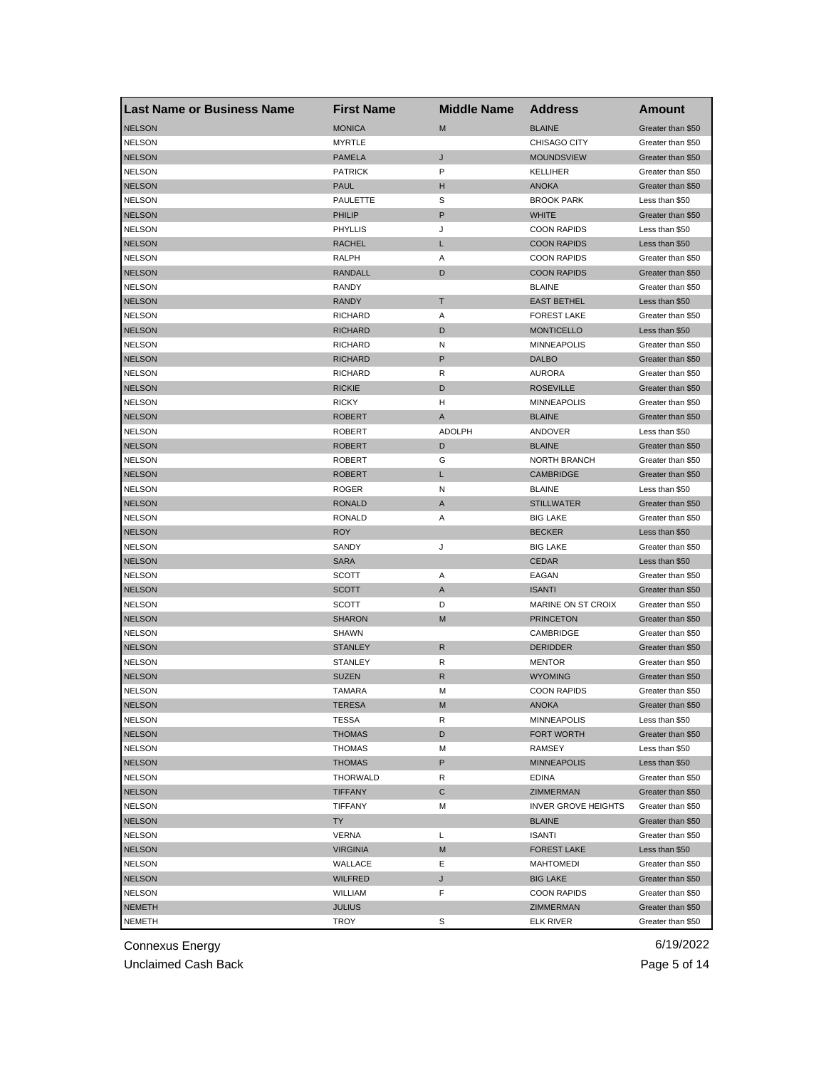| Last Name or Business Name | First Name | Middle Name | Address | Amount |
| --- | --- | --- | --- | --- |
| NELSON | MONICA | M | BLAINE | Greater than $50 |
| NELSON | MYRTLE | | CHISAGO CITY | Greater than $50 |
| NELSON | PAMELA | J | MOUNDSVIEW | Greater than $50 |
| NELSON | PATRICK | P | KELLIHER | Greater than $50 |
| NELSON | PAUL | H | ANOKA | Greater than $50 |
| NELSON | PAULETTE | S | BROOK PARK | Less than $50 |
| NELSON | PHILIP | P | WHITE | Greater than $50 |
| NELSON | PHYLLIS | J | COON RAPIDS | Less than $50 |
| NELSON | RACHEL | L | COON RAPIDS | Less than $50 |
| NELSON | RALPH | A | COON RAPIDS | Greater than $50 |
| NELSON | RANDALL | D | COON RAPIDS | Greater than $50 |
| NELSON | RANDY | | BLAINE | Greater than $50 |
| NELSON | RANDY | T | EAST BETHEL | Less than $50 |
| NELSON | RICHARD | A | FOREST LAKE | Greater than $50 |
| NELSON | RICHARD | D | MONTICELLO | Less than $50 |
| NELSON | RICHARD | N | MINNEAPOLIS | Greater than $50 |
| NELSON | RICHARD | P | DALBO | Greater than $50 |
| NELSON | RICHARD | R | AURORA | Greater than $50 |
| NELSON | RICKIE | D | ROSEVILLE | Greater than $50 |
| NELSON | RICKY | H | MINNEAPOLIS | Greater than $50 |
| NELSON | ROBERT | A | BLAINE | Greater than $50 |
| NELSON | ROBERT | ADOLPH | ANDOVER | Less than $50 |
| NELSON | ROBERT | D | BLAINE | Greater than $50 |
| NELSON | ROBERT | G | NORTH BRANCH | Greater than $50 |
| NELSON | ROBERT | L | CAMBRIDGE | Greater than $50 |
| NELSON | ROGER | N | BLAINE | Less than $50 |
| NELSON | RONALD | A | STILLWATER | Greater than $50 |
| NELSON | RONALD | A | BIG LAKE | Greater than $50 |
| NELSON | ROY | | BECKER | Less than $50 |
| NELSON | SANDY | J | BIG LAKE | Greater than $50 |
| NELSON | SARA | | CEDAR | Less than $50 |
| NELSON | SCOTT | A | EAGAN | Greater than $50 |
| NELSON | SCOTT | A | ISANTI | Greater than $50 |
| NELSON | SCOTT | D | MARINE ON ST CROIX | Greater than $50 |
| NELSON | SHARON | M | PRINCETON | Greater than $50 |
| NELSON | SHAWN | | CAMBRIDGE | Greater than $50 |
| NELSON | STANLEY | R | DERIDDER | Greater than $50 |
| NELSON | STANLEY | R | MENTOR | Greater than $50 |
| NELSON | SUZEN | R | WYOMING | Greater than $50 |
| NELSON | TAMARA | M | COON RAPIDS | Greater than $50 |
| NELSON | TERESA | M | ANOKA | Greater than $50 |
| NELSON | TESSA | R | MINNEAPOLIS | Less than $50 |
| NELSON | THOMAS | D | FORT WORTH | Greater than $50 |
| NELSON | THOMAS | M | RAMSEY | Less than $50 |
| NELSON | THOMAS | P | MINNEAPOLIS | Less than $50 |
| NELSON | THORWALD | R | EDINA | Greater than $50 |
| NELSON | TIFFANY | C | ZIMMERMAN | Greater than $50 |
| NELSON | TIFFANY | M | INVER GROVE HEIGHTS | Greater than $50 |
| NELSON | TY | | BLAINE | Greater than $50 |
| NELSON | VERNA | L | ISANTI | Greater than $50 |
| NELSON | VIRGINIA | M | FOREST LAKE | Less than $50 |
| NELSON | WALLACE | E | MAHTOMEDI | Greater than $50 |
| NELSON | WILFRED | J | BIG LAKE | Greater than $50 |
| NELSON | WILLIAM | F | COON RAPIDS | Greater than $50 |
| NEMETH | JULIUS | | ZIMMERMAN | Greater than $50 |
| NEMETH | TROY | S | ELK RIVER | Greater than $50 |

Connexus Energy

Unclaimed Cash Back

6/19/2022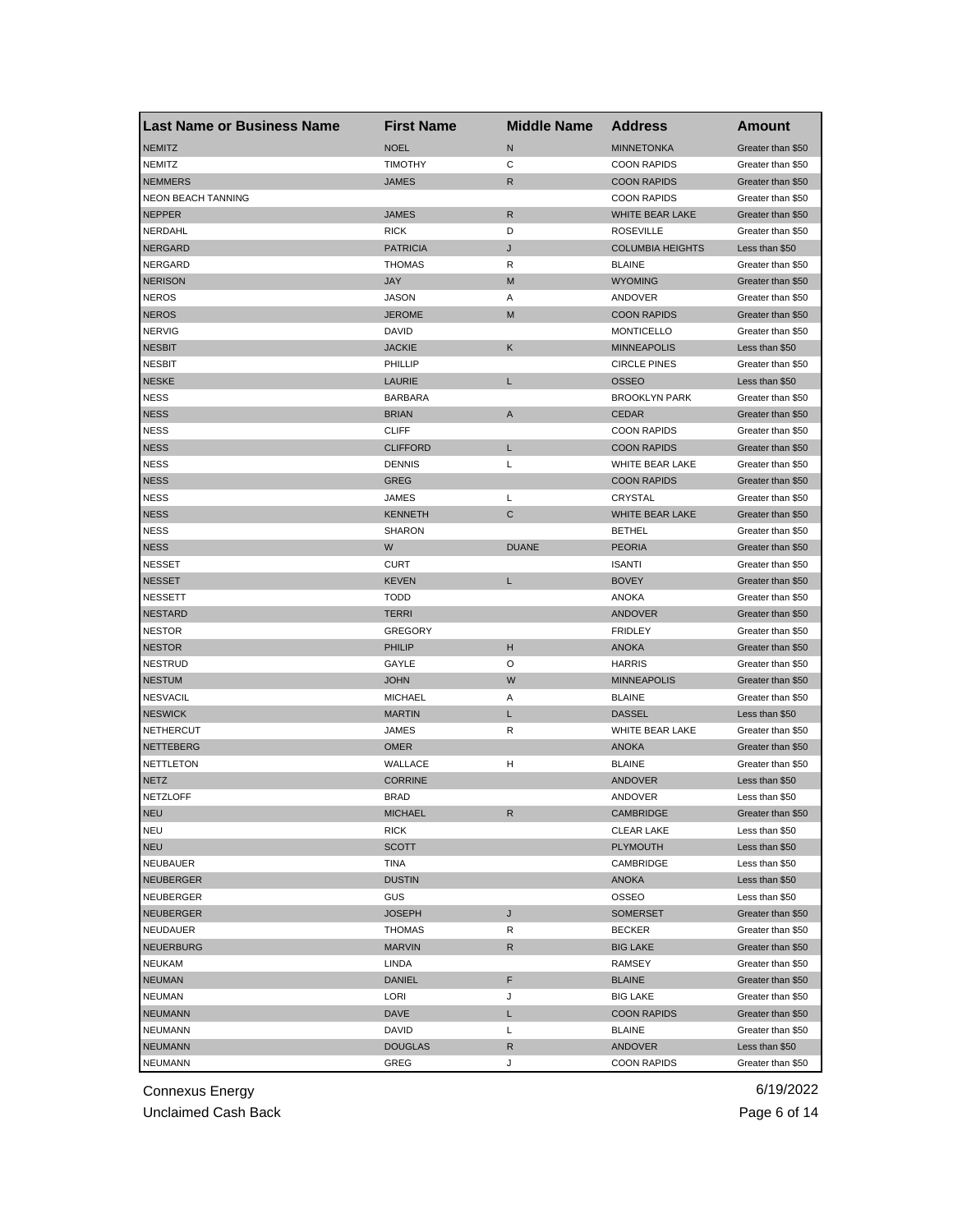| Last Name or Business Name | First Name | Middle Name | Address | Amount |
|---|---|---|---|---|
| NEMITZ | NOEL | N | MINNETONKA | Greater than $50 |
| NEMITZ | TIMOTHY | C | COON RAPIDS | Greater than $50 |
| NEMMERS | JAMES | R | COON RAPIDS | Greater than $50 |
| NEON BEACH TANNING | | | COON RAPIDS | Greater than $50 |
| NEPPER | JAMES | R | WHITE BEAR LAKE | Greater than $50 |
| NERDAHL | RICK | D | ROSEVILLE | Greater than $50 |
| NERGARD | PATRICIA | J | COLUMBIA HEIGHTS | Less than $50 |
| NERGARD | THOMAS | R | BLAINE | Greater than $50 |
| NERISON | JAY | M | WYOMING | Greater than $50 |
| NEROS | JASON | A | ANDOVER | Greater than $50 |
| NEROS | JEROME | M | COON RAPIDS | Greater than $50 |
| NERVIG | DAVID | | MONTICELLO | Greater than $50 |
| NESBIT | JACKIE | K | MINNEAPOLIS | Less than $50 |
| NESBIT | PHILLIP | | CIRCLE PINES | Greater than $50 |
| NESKE | LAURIE | L | OSSEO | Less than $50 |
| NESS | BARBARA | | BROOKLYN PARK | Greater than $50 |
| NESS | BRIAN | A | CEDAR | Greater than $50 |
| NESS | CLIFF | | COON RAPIDS | Greater than $50 |
| NESS | CLIFFORD | L | COON RAPIDS | Greater than $50 |
| NESS | DENNIS | L | WHITE BEAR LAKE | Greater than $50 |
| NESS | GREG | | COON RAPIDS | Greater than $50 |
| NESS | JAMES | L | CRYSTAL | Greater than $50 |
| NESS | KENNETH | C | WHITE BEAR LAKE | Greater than $50 |
| NESS | SHARON | | BETHEL | Greater than $50 |
| NESS | W | DUANE | PEORIA | Greater than $50 |
| NESSET | CURT | | ISANTI | Greater than $50 |
| NESSET | KEVEN | L | BOVEY | Greater than $50 |
| NESSETT | TODD | | ANOKA | Greater than $50 |
| NESTARD | TERRI | | ANDOVER | Greater than $50 |
| NESTOR | GREGORY | | FRIDLEY | Greater than $50 |
| NESTOR | PHILIP | H | ANOKA | Greater than $50 |
| NESTRUD | GAYLE | O | HARRIS | Greater than $50 |
| NESTUM | JOHN | W | MINNEAPOLIS | Greater than $50 |
| NESVACIL | MICHAEL | A | BLAINE | Greater than $50 |
| NESWICK | MARTIN | L | DASSEL | Less than $50 |
| NETHERCUT | JAMES | R | WHITE BEAR LAKE | Greater than $50 |
| NETTEBERG | OMER | | ANOKA | Greater than $50 |
| NETTLETON | WALLACE | H | BLAINE | Greater than $50 |
| NETZ | CORRINE | | ANDOVER | Less than $50 |
| NETZLOFF | BRAD | | ANDOVER | Less than $50 |
| NEU | MICHAEL | R | CAMBRIDGE | Greater than $50 |
| NEU | RICK | | CLEAR LAKE | Less than $50 |
| NEU | SCOTT | | PLYMOUTH | Less than $50 |
| NEUBAUER | TINA | | CAMBRIDGE | Less than $50 |
| NEUBERGER | DUSTIN | | ANOKA | Less than $50 |
| NEUBERGER | GUS | | OSSEO | Less than $50 |
| NEUBERGER | JOSEPH | J | SOMERSET | Greater than $50 |
| NEUDAUER | THOMAS | R | BECKER | Greater than $50 |
| NEUERBURG | MARVIN | R | BIG LAKE | Greater than $50 |
| NEUKAM | LINDA | | RAMSEY | Greater than $50 |
| NEUMAN | DANIEL | F | BLAINE | Greater than $50 |
| NEUMAN | LORI | J | BIG LAKE | Greater than $50 |
| NEUMANN | DAVE | L | COON RAPIDS | Greater than $50 |
| NEUMANN | DAVID | L | BLAINE | Greater than $50 |
| NEUMANN | DOUGLAS | R | ANDOVER | Less than $50 |
| NEUMANN | GREG | J | COON RAPIDS | Greater than $50 |

Connexus Energy
Unclaimed Cash Back

6/19/2022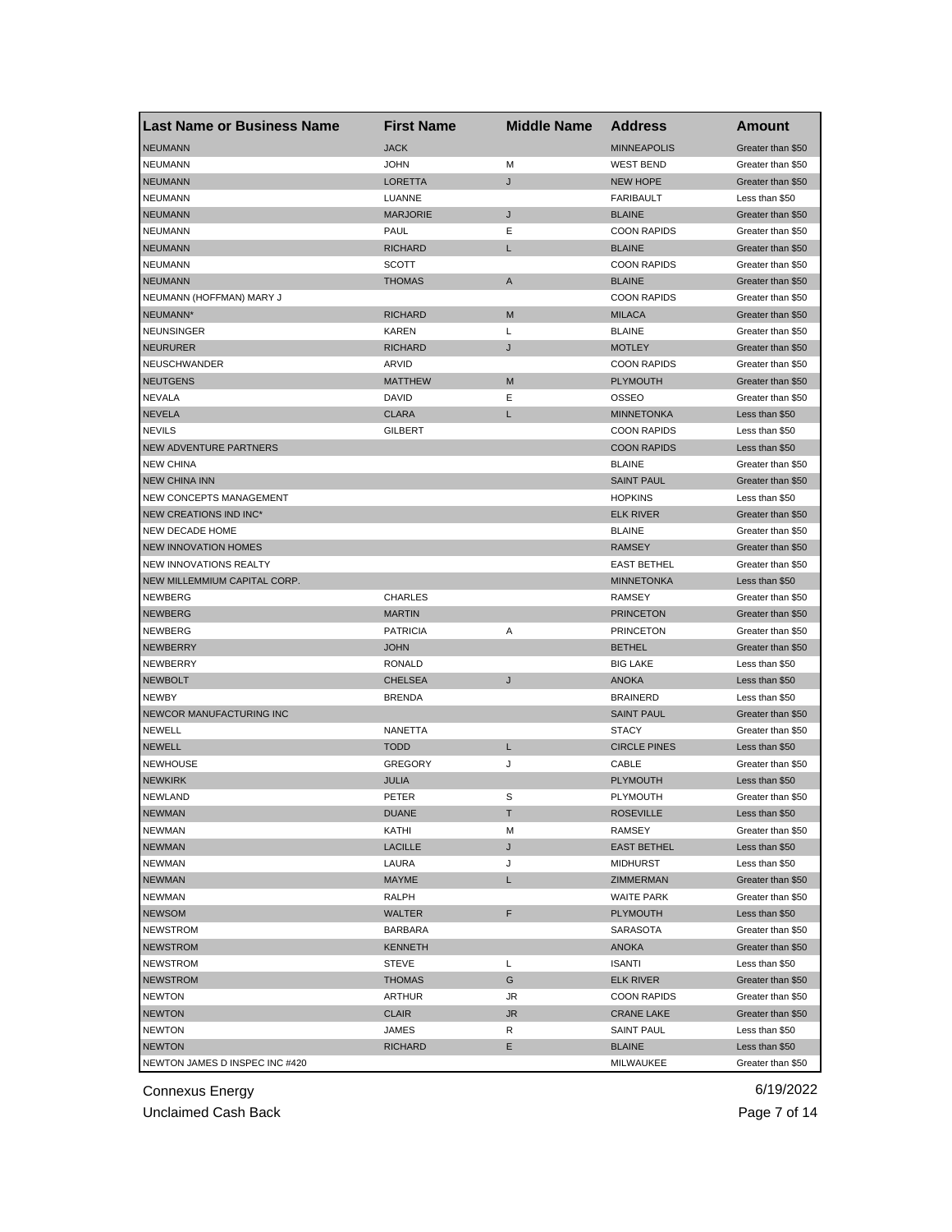| Last Name or Business Name | First Name | Middle Name | Address | Amount |
|---|---|---|---|---|
| NEUMANN | JACK | | MINNEAPOLIS | Greater than $50 |
| NEUMANN | JOHN | M | WEST BEND | Greater than $50 |
| NEUMANN | LORETTA | J | NEW HOPE | Greater than $50 |
| NEUMANN | LUANNE | | FARIBAULT | Less than $50 |
| NEUMANN | MARJORIE | J | BLAINE | Greater than $50 |
| NEUMANN | PAUL | E | COON RAPIDS | Greater than $50 |
| NEUMANN | RICHARD | L | BLAINE | Greater than $50 |
| NEUMANN | SCOTT | | COON RAPIDS | Greater than $50 |
| NEUMANN | THOMAS | A | BLAINE | Greater than $50 |
| NEUMANN (HOFFMAN) MARY J | | | COON RAPIDS | Greater than $50 |
| NEUMANN* | RICHARD | M | MILACA | Greater than $50 |
| NEUNSINGER | KAREN | L | BLAINE | Greater than $50 |
| NEURURER | RICHARD | J | MOTLEY | Greater than $50 |
| NEUSCHWANDER | ARVID | | COON RAPIDS | Greater than $50 |
| NEUTGENS | MATTHEW | M | PLYMOUTH | Greater than $50 |
| NEVALA | DAVID | E | OSSEO | Greater than $50 |
| NEVELA | CLARA | L | MINNETONKA | Less than $50 |
| NEVILS | GILBERT | | COON RAPIDS | Less than $50 |
| NEW ADVENTURE PARTNERS | | | COON RAPIDS | Less than $50 |
| NEW CHINA | | | BLAINE | Greater than $50 |
| NEW CHINA INN | | | SAINT PAUL | Greater than $50 |
| NEW CONCEPTS MANAGEMENT | | | HOPKINS | Less than $50 |
| NEW CREATIONS IND INC* | | | ELK RIVER | Greater than $50 |
| NEW DECADE HOME | | | BLAINE | Greater than $50 |
| NEW INNOVATION HOMES | | | RAMSEY | Greater than $50 |
| NEW INNOVATIONS REALTY | | | EAST BETHEL | Greater than $50 |
| NEW MILLEMMIUM CAPITAL CORP. | | | MINNETONKA | Less than $50 |
| NEWBERG | CHARLES | | RAMSEY | Greater than $50 |
| NEWBERG | MARTIN | | PRINCETON | Greater than $50 |
| NEWBERG | PATRICIA | A | PRINCETON | Greater than $50 |
| NEWBERRY | JOHN | | BETHEL | Greater than $50 |
| NEWBERRY | RONALD | | BIG LAKE | Less than $50 |
| NEWBOLT | CHELSEA | J | ANOKA | Less than $50 |
| NEWBY | BRENDA | | BRAINERD | Less than $50 |
| NEWCOR MANUFACTURING INC | | | SAINT PAUL | Greater than $50 |
| NEWELL | NANETTA | | STACY | Greater than $50 |
| NEWELL | TODD | L | CIRCLE PINES | Less than $50 |
| NEWHOUSE | GREGORY | J | CABLE | Greater than $50 |
| NEWKIRK | JULIA | | PLYMOUTH | Less than $50 |
| NEWLAND | PETER | S | PLYMOUTH | Greater than $50 |
| NEWMAN | DUANE | T | ROSEVILLE | Less than $50 |
| NEWMAN | KATHI | M | RAMSEY | Greater than $50 |
| NEWMAN | LACILLE | J | EAST BETHEL | Less than $50 |
| NEWMAN | LAURA | J | MIDHURST | Less than $50 |
| NEWMAN | MAYME | L | ZIMMERMAN | Greater than $50 |
| NEWMAN | RALPH | | WAITE PARK | Greater than $50 |
| NEWSOM | WALTER | F | PLYMOUTH | Less than $50 |
| NEWSTROM | BARBARA | | SARASOTA | Greater than $50 |
| NEWSTROM | KENNETH | | ANOKA | Greater than $50 |
| NEWSTROM | STEVE | L | ISANTI | Less than $50 |
| NEWSTROM | THOMAS | G | ELK RIVER | Greater than $50 |
| NEWTON | ARTHUR | JR | COON RAPIDS | Greater than $50 |
| NEWTON | CLAIR | JR | CRANE LAKE | Greater than $50 |
| NEWTON | JAMES | R | SAINT PAUL | Less than $50 |
| NEWTON | RICHARD | E | BLAINE | Less than $50 |
| NEWTON JAMES D INSPEC INC #420 | | | MILWAUKEE | Greater than $50 |

Connexus Energy

Unclaimed Cash Back

6/19/2022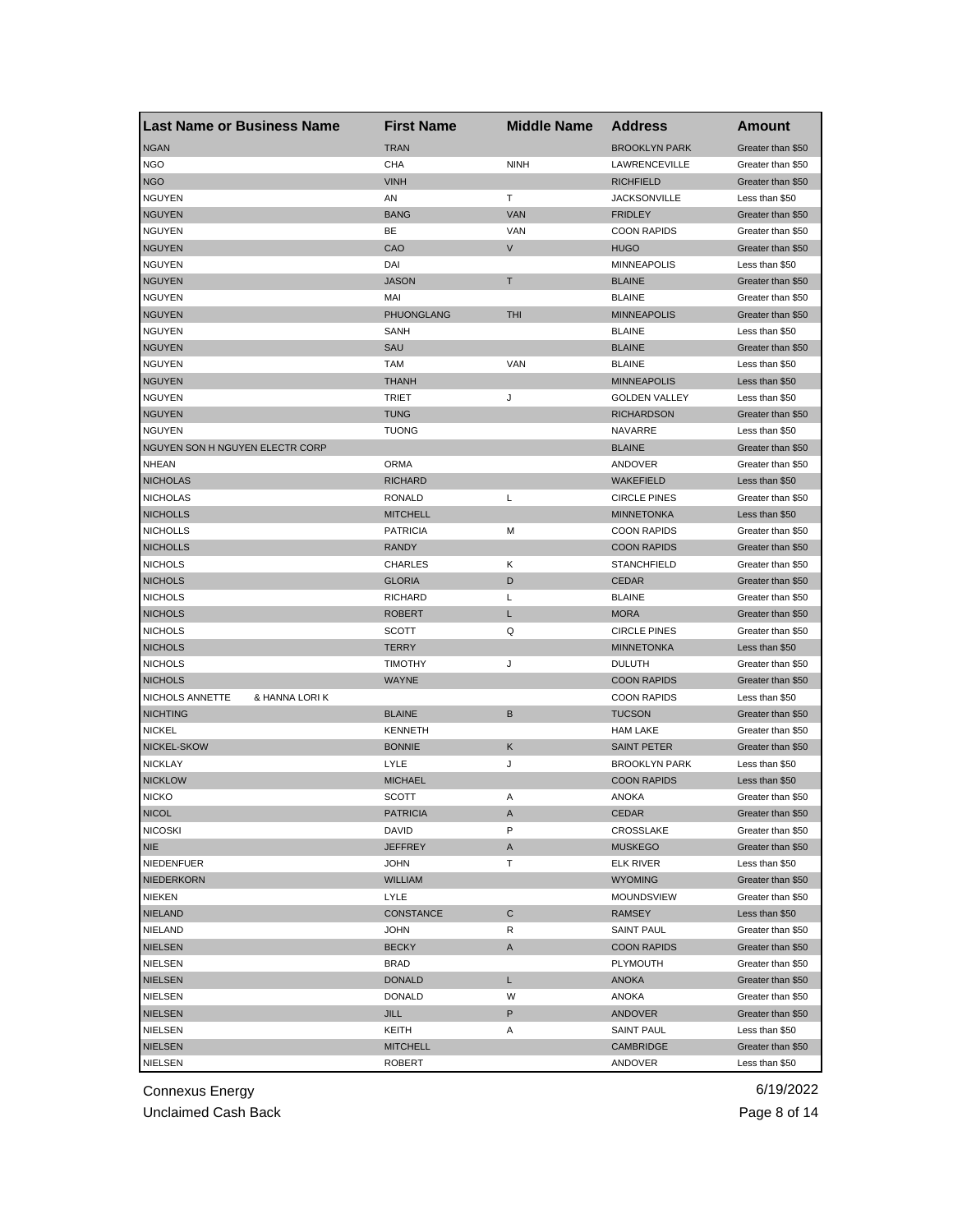| Last Name or Business Name | First Name | Middle Name | Address | Amount |
|---|---|---|---|---|
| NGAN | TRAN | | BROOKLYN PARK | Greater than $50 |
| NGO | CHA | NINH | LAWRENCEVILLE | Greater than $50 |
| NGO | VINH | | RICHFIELD | Greater than $50 |
| NGUYEN | AN | T | JACKSONVILLE | Less than $50 |
| NGUYEN | BANG | VAN | FRIDLEY | Greater than $50 |
| NGUYEN | BE | VAN | COON RAPIDS | Greater than $50 |
| NGUYEN | CAO | V | HUGO | Greater than $50 |
| NGUYEN | DAI | | MINNEAPOLIS | Less than $50 |
| NGUYEN | JASON | T | BLAINE | Greater than $50 |
| NGUYEN | MAI | | BLAINE | Greater than $50 |
| NGUYEN | PHUONGLANG | THI | MINNEAPOLIS | Greater than $50 |
| NGUYEN | SANH | | BLAINE | Less than $50 |
| NGUYEN | SAU | | BLAINE | Greater than $50 |
| NGUYEN | TAM | VAN | BLAINE | Less than $50 |
| NGUYEN | THANH | | MINNEAPOLIS | Less than $50 |
| NGUYEN | TRIET | J | GOLDEN VALLEY | Less than $50 |
| NGUYEN | TUNG | | RICHARDSON | Greater than $50 |
| NGUYEN | TUONG | | NAVARRE | Less than $50 |
| NGUYEN SON H NGUYEN ELECTR CORP | | | BLAINE | Greater than $50 |
| NHEAN | ORMA | | ANDOVER | Greater than $50 |
| NICHOLAS | RICHARD | | WAKEFIELD | Less than $50 |
| NICHOLAS | RONALD | L | CIRCLE PINES | Greater than $50 |
| NICHOLLS | MITCHELL | | MINNETONKA | Less than $50 |
| NICHOLLS | PATRICIA | M | COON RAPIDS | Greater than $50 |
| NICHOLLS | RANDY | | COON RAPIDS | Greater than $50 |
| NICHOLS | CHARLES | K | STANCHFIELD | Greater than $50 |
| NICHOLS | GLORIA | D | CEDAR | Greater than $50 |
| NICHOLS | RICHARD | L | BLAINE | Greater than $50 |
| NICHOLS | ROBERT | L | MORA | Greater than $50 |
| NICHOLS | SCOTT | Q | CIRCLE PINES | Greater than $50 |
| NICHOLS | TERRY | | MINNETONKA | Less than $50 |
| NICHOLS | TIMOTHY | J | DULUTH | Greater than $50 |
| NICHOLS | WAYNE | | COON RAPIDS | Greater than $50 |
| NICHOLS ANNETTE & HANNA LORI K | | | COON RAPIDS | Less than $50 |
| NICHTING | BLAINE | B | TUCSON | Greater than $50 |
| NICKEL | KENNETH | | HAM LAKE | Greater than $50 |
| NICKEL-SKOW | BONNIE | K | SAINT PETER | Greater than $50 |
| NICKLAY | LYLE | J | BROOKLYN PARK | Less than $50 |
| NICKLOW | MICHAEL | | COON RAPIDS | Less than $50 |
| NICKO | SCOTT | A | ANOKA | Greater than $50 |
| NICOL | PATRICIA | A | CEDAR | Greater than $50 |
| NICOSKI | DAVID | P | CROSSLAKE | Greater than $50 |
| NIE | JEFFREY | A | MUSKEGO | Greater than $50 |
| NIEDENFUER | JOHN | T | ELK RIVER | Less than $50 |
| NIEDERKORN | WILLIAM | | WYOMING | Greater than $50 |
| NIEKEN | LYLE | | MOUNDSVIEW | Greater than $50 |
| NIELAND | CONSTANCE | C | RAMSEY | Less than $50 |
| NIELAND | JOHN | R | SAINT PAUL | Greater than $50 |
| NIELSEN | BECKY | A | COON RAPIDS | Greater than $50 |
| NIELSEN | BRAD | | PLYMOUTH | Greater than $50 |
| NIELSEN | DONALD | L | ANOKA | Greater than $50 |
| NIELSEN | DONALD | W | ANOKA | Greater than $50 |
| NIELSEN | JILL | P | ANDOVER | Greater than $50 |
| NIELSEN | KEITH | A | SAINT PAUL | Less than $50 |
| NIELSEN | MITCHELL | | CAMBRIDGE | Greater than $50 |
| NIELSEN | ROBERT | | ANDOVER | Less than $50 |

Connexus Energy
Unclaimed Cash Back
6/19/2022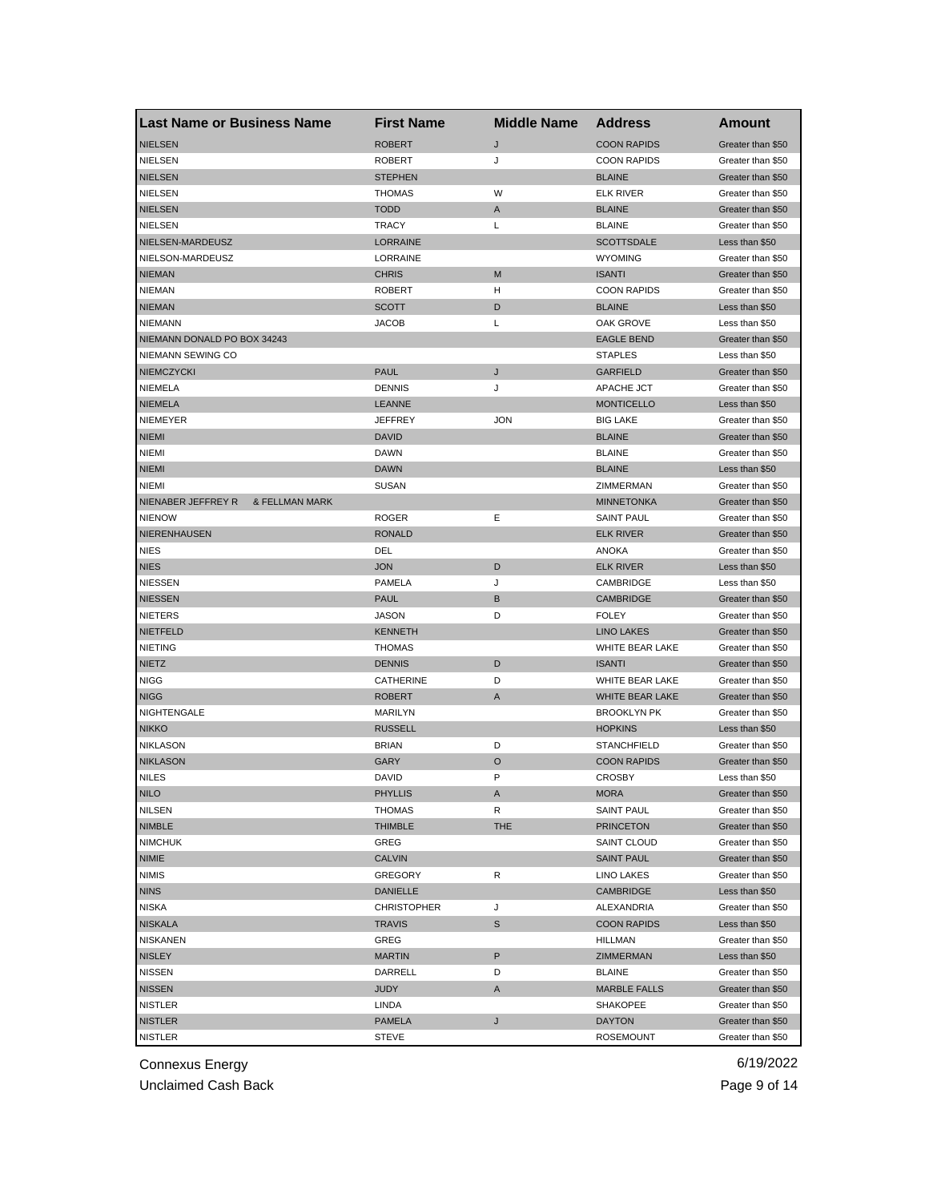| Last Name or Business Name | First Name | Middle Name | Address | Amount |
|---|---|---|---|---|
| NIELSEN | ROBERT | J | COON RAPIDS | Greater than $50 |
| NIELSEN | ROBERT | J | COON RAPIDS | Greater than $50 |
| NIELSEN | STEPHEN | | BLAINE | Greater than $50 |
| NIELSEN | THOMAS | W | ELK RIVER | Greater than $50 |
| NIELSEN | TODD | A | BLAINE | Greater than $50 |
| NIELSEN | TRACY | L | BLAINE | Greater than $50 |
| NIELSEN-MARDEUSZ | LORRAINE | | SCOTTSDALE | Less than $50 |
| NIELSON-MARDEUSZ | LORRAINE | | WYOMING | Greater than $50 |
| NIEMAN | CHRIS | M | ISANTI | Greater than $50 |
| NIEMAN | ROBERT | H | COON RAPIDS | Greater than $50 |
| NIEMAN | SCOTT | D | BLAINE | Less than $50 |
| NIEMANN | JACOB | L | OAK GROVE | Less than $50 |
| NIEMANN DONALD PO BOX 34243 | | | EAGLE BEND | Greater than $50 |
| NIEMANN SEWING CO | | | STAPLES | Less than $50 |
| NIEMCZYCKI | PAUL | J | GARFIELD | Greater than $50 |
| NIEMELA | DENNIS | J | APACHE JCT | Greater than $50 |
| NIEMELA | LEANNE | | MONTICELLO | Less than $50 |
| NIEMEYER | JEFFREY | JON | BIG LAKE | Greater than $50 |
| NIEMI | DAVID | | BLAINE | Greater than $50 |
| NIEMI | DAWN | | BLAINE | Greater than $50 |
| NIEMI | DAWN | | BLAINE | Less than $50 |
| NIEMI | SUSAN | | ZIMMERMAN | Greater than $50 |
| NIENABER JEFFREY R & FELLMAN MARK | | | MINNETONKA | Greater than $50 |
| NIENOW | ROGER | E | SAINT PAUL | Greater than $50 |
| NIERENHAUSEN | RONALD | | ELK RIVER | Greater than $50 |
| NIES | DEL | | ANOKA | Greater than $50 |
| NIES | JON | D | ELK RIVER | Less than $50 |
| NIESSEN | PAMELA | J | CAMBRIDGE | Less than $50 |
| NIESSEN | PAUL | B | CAMBRIDGE | Greater than $50 |
| NIETERS | JASON | D | FOLEY | Greater than $50 |
| NIETFELD | KENNETH | | LINO LAKES | Greater than $50 |
| NIETING | THOMAS | | WHITE BEAR LAKE | Greater than $50 |
| NIETZ | DENNIS | D | ISANTI | Greater than $50 |
| NIGG | CATHERINE | D | WHITE BEAR LAKE | Greater than $50 |
| NIGG | ROBERT | A | WHITE BEAR LAKE | Greater than $50 |
| NIGHTENGALE | MARILYN | | BROOKLYN PK | Greater than $50 |
| NIKKO | RUSSELL | | HOPKINS | Less than $50 |
| NIKLASON | BRIAN | D | STANCHFIELD | Greater than $50 |
| NIKLASON | GARY | O | COON RAPIDS | Greater than $50 |
| NILES | DAVID | P | CROSBY | Less than $50 |
| NILO | PHYLLIS | A | MORA | Greater than $50 |
| NILSEN | THOMAS | R | SAINT PAUL | Greater than $50 |
| NIMBLE | THIMBLE | THE | PRINCETON | Greater than $50 |
| NIMCHUK | GREG | | SAINT CLOUD | Greater than $50 |
| NIMIE | CALVIN | | SAINT PAUL | Greater than $50 |
| NIMIS | GREGORY | R | LINO LAKES | Greater than $50 |
| NINS | DANIELLE | | CAMBRIDGE | Less than $50 |
| NISKA | CHRISTOPHER | J | ALEXANDRIA | Greater than $50 |
| NISKALA | TRAVIS | S | COON RAPIDS | Less than $50 |
| NISKANEN | GREG | | HILLMAN | Greater than $50 |
| NISLEY | MARTIN | P | ZIMMERMAN | Less than $50 |
| NISSEN | DARRELL | D | BLAINE | Greater than $50 |
| NISSEN | JUDY | A | MARBLE FALLS | Greater than $50 |
| NISTLER | LINDA | | SHAKOPEE | Greater than $50 |
| NISTLER | PAMELA | J | DAYTON | Greater than $50 |
| NISTLER | STEVE | | ROSEMOUNT | Greater than $50 |

Connexus Energy
Unclaimed Cash Back
6/19/2022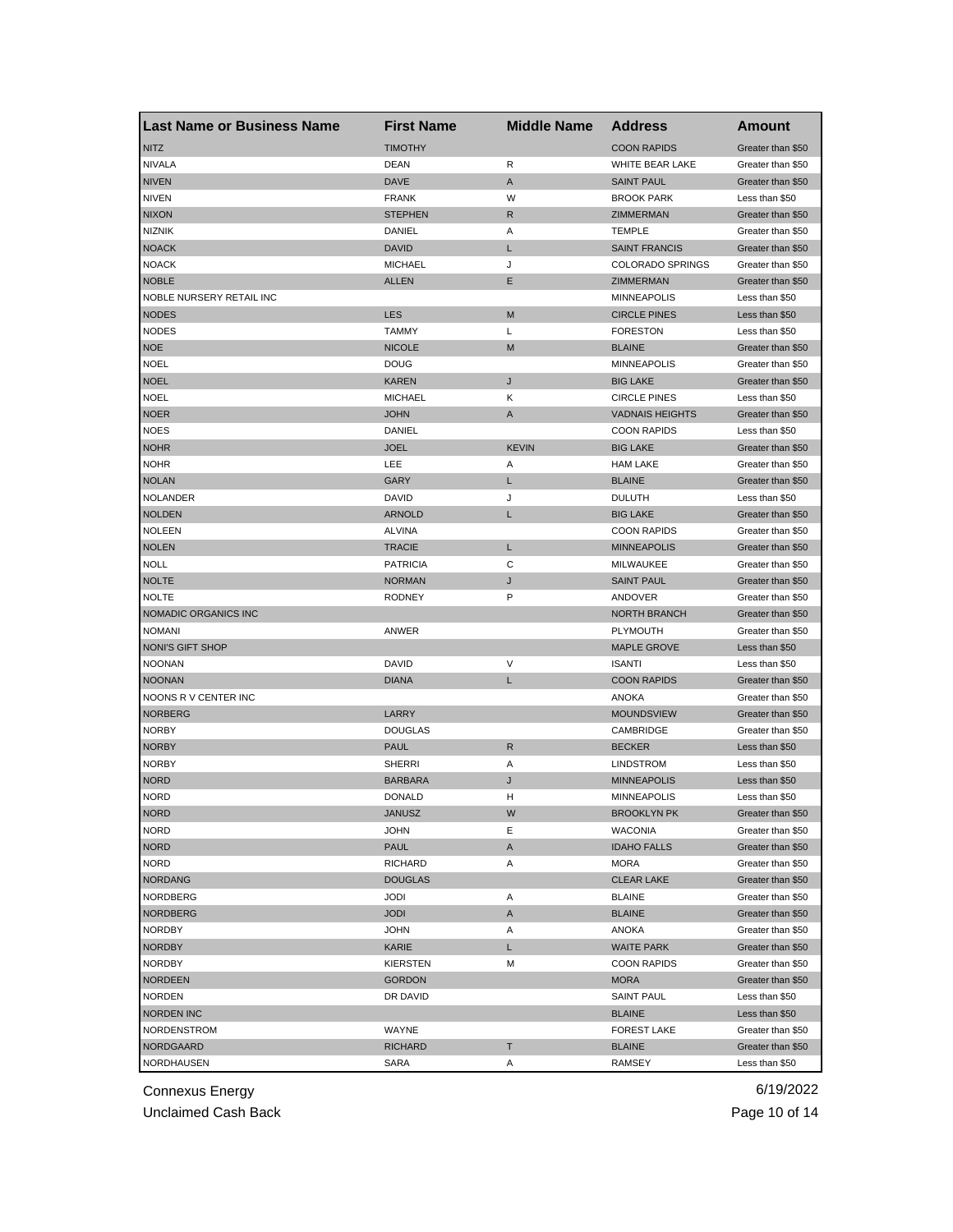| Last Name or Business Name | First Name | Middle Name | Address | Amount |
| --- | --- | --- | --- | --- |
| NITZ | TIMOTHY | | COON RAPIDS | Greater than $50 |
| NIVALA | DEAN | R | WHITE BEAR LAKE | Greater than $50 |
| NIVEN | DAVE | A | SAINT PAUL | Greater than $50 |
| NIVEN | FRANK | W | BROOK PARK | Less than $50 |
| NIXON | STEPHEN | R | ZIMMERMAN | Greater than $50 |
| NIZNIK | DANIEL | A | TEMPLE | Greater than $50 |
| NOACK | DAVID | L | SAINT FRANCIS | Greater than $50 |
| NOACK | MICHAEL | J | COLORADO SPRINGS | Greater than $50 |
| NOBLE | ALLEN | E | ZIMMERMAN | Greater than $50 |
| NOBLE NURSERY RETAIL INC | | | MINNEAPOLIS | Less than $50 |
| NODES | LES | M | CIRCLE PINES | Less than $50 |
| NODES | TAMMY | L | FORESTON | Less than $50 |
| NOE | NICOLE | M | BLAINE | Greater than $50 |
| NOEL | DOUG | | MINNEAPOLIS | Greater than $50 |
| NOEL | KAREN | J | BIG LAKE | Greater than $50 |
| NOEL | MICHAEL | K | CIRCLE PINES | Less than $50 |
| NOER | JOHN | A | VADNAIS HEIGHTS | Greater than $50 |
| NOES | DANIEL | | COON RAPIDS | Less than $50 |
| NOHR | JOEL | KEVIN | BIG LAKE | Greater than $50 |
| NOHR | LEE | A | HAM LAKE | Greater than $50 |
| NOLAN | GARY | L | BLAINE | Greater than $50 |
| NOLANDER | DAVID | J | DULUTH | Less than $50 |
| NOLDEN | ARNOLD | L | BIG LAKE | Greater than $50 |
| NOLEEN | ALVINA | | COON RAPIDS | Greater than $50 |
| NOLEN | TRACIE | L | MINNEAPOLIS | Greater than $50 |
| NOLL | PATRICIA | C | MILWAUKEE | Greater than $50 |
| NOLTE | NORMAN | J | SAINT PAUL | Greater than $50 |
| NOLTE | RODNEY | P | ANDOVER | Greater than $50 |
| NOMADIC ORGANICS INC | | | NORTH BRANCH | Greater than $50 |
| NOMANI | ANWER | | PLYMOUTH | Greater than $50 |
| NONI'S GIFT SHOP | | | MAPLE GROVE | Less than $50 |
| NOONAN | DAVID | V | ISANTI | Less than $50 |
| NOONAN | DIANA | L | COON RAPIDS | Greater than $50 |
| NOONS R V CENTER INC | | | ANOKA | Greater than $50 |
| NORBERG | LARRY | | MOUNDSVIEW | Greater than $50 |
| NORBY | DOUGLAS | | CAMBRIDGE | Greater than $50 |
| NORBY | PAUL | R | BECKER | Less than $50 |
| NORBY | SHERRI | A | LINDSTROM | Less than $50 |
| NORD | BARBARA | J | MINNEAPOLIS | Less than $50 |
| NORD | DONALD | H | MINNEAPOLIS | Less than $50 |
| NORD | JANUSZ | W | BROOKLYN PK | Greater than $50 |
| NORD | JOHN | E | WACONIA | Greater than $50 |
| NORD | PAUL | A | IDAHO FALLS | Greater than $50 |
| NORD | RICHARD | A | MORA | Greater than $50 |
| NORDANG | DOUGLAS | | CLEAR LAKE | Greater than $50 |
| NORDBERG | JODI | A | BLAINE | Greater than $50 |
| NORDBERG | JODI | A | BLAINE | Greater than $50 |
| NORDBY | JOHN | A | ANOKA | Greater than $50 |
| NORDBY | KARIE | L | WAITE PARK | Greater than $50 |
| NORDBY | KIERSTEN | M | COON RAPIDS | Greater than $50 |
| NORDEEN | GORDON | | MORA | Greater than $50 |
| NORDEN | DR DAVID | | SAINT PAUL | Less than $50 |
| NORDEN INC | | | BLAINE | Less than $50 |
| NORDENSTROM | WAYNE | | FOREST LAKE | Greater than $50 |
| NORDGAARD | RICHARD | T | BLAINE | Greater than $50 |
| NORDHAUSEN | SARA | A | RAMSEY | Less than $50 |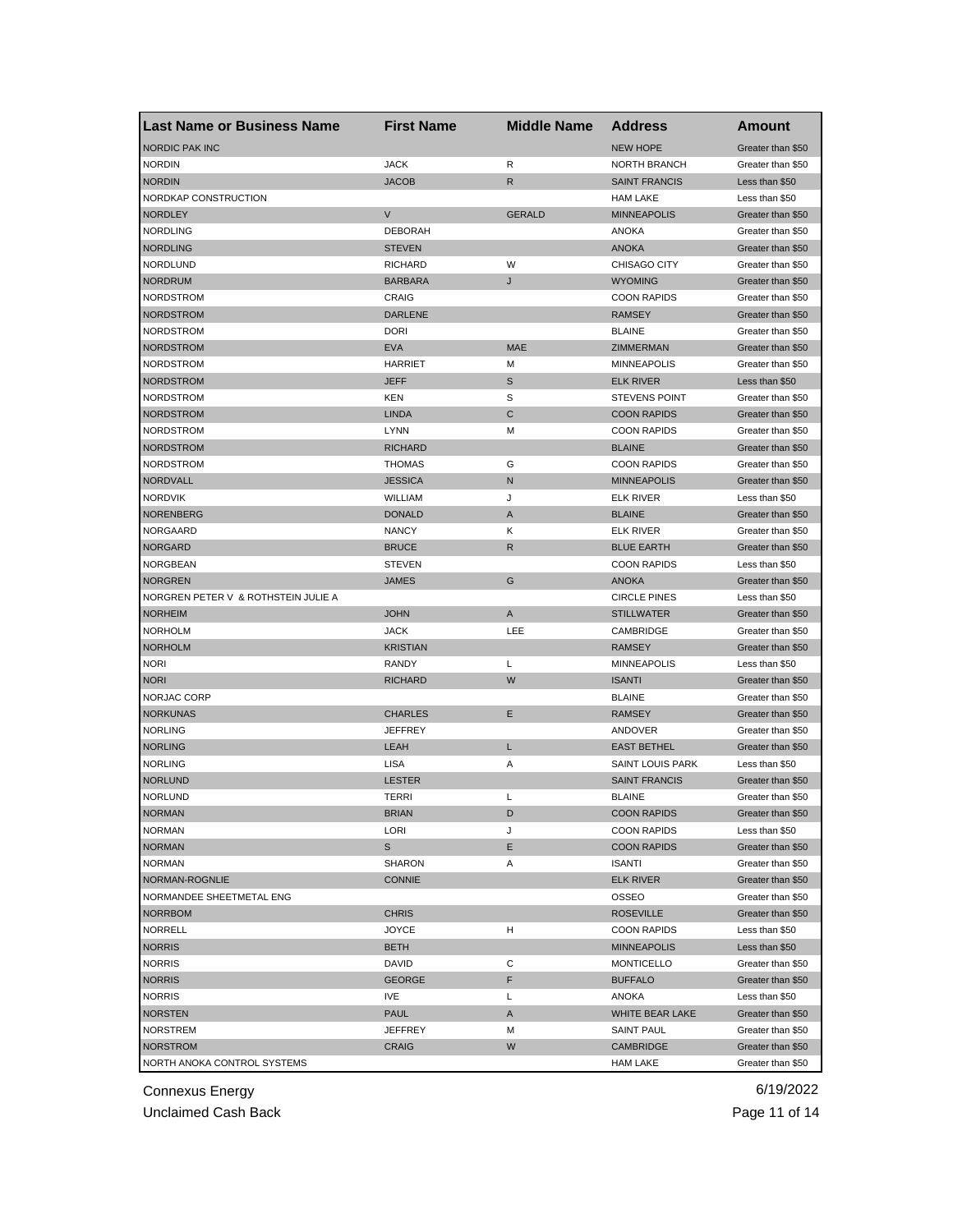| Last Name or Business Name | First Name | Middle Name | Address | Amount |
|---|---|---|---|---|
| NORDIC PAK INC | | | NEW HOPE | Greater than $50 |
| NORDIN | JACK | R | NORTH BRANCH | Greater than $50 |
| NORDIN | JACOB | R | SAINT FRANCIS | Less than $50 |
| NORDKAP CONSTRUCTION | | | HAM LAKE | Less than $50 |
| NORDLEY | V | GERALD | MINNEAPOLIS | Greater than $50 |
| NORDLING | DEBORAH | | ANOKA | Greater than $50 |
| NORDLING | STEVEN | | ANOKA | Greater than $50 |
| NORDLUND | RICHARD | W | CHISAGO CITY | Greater than $50 |
| NORDRUM | BARBARA | J | WYOMING | Greater than $50 |
| NORDSTROM | CRAIG | | COON RAPIDS | Greater than $50 |
| NORDSTROM | DARLENE | | RAMSEY | Greater than $50 |
| NORDSTROM | DORI | | BLAINE | Greater than $50 |
| NORDSTROM | EVA | MAE | ZIMMERMAN | Greater than $50 |
| NORDSTROM | HARRIET | M | MINNEAPOLIS | Greater than $50 |
| NORDSTROM | JEFF | S | ELK RIVER | Less than $50 |
| NORDSTROM | KEN | S | STEVENS POINT | Greater than $50 |
| NORDSTROM | LINDA | C | COON RAPIDS | Greater than $50 |
| NORDSTROM | LYNN | M | COON RAPIDS | Greater than $50 |
| NORDSTROM | RICHARD | | BLAINE | Greater than $50 |
| NORDSTROM | THOMAS | G | COON RAPIDS | Greater than $50 |
| NORDVALL | JESSICA | N | MINNEAPOLIS | Greater than $50 |
| NORDVIK | WILLIAM | J | ELK RIVER | Less than $50 |
| NORENBERG | DONALD | A | BLAINE | Greater than $50 |
| NORGAARD | NANCY | K | ELK RIVER | Greater than $50 |
| NORGARD | BRUCE | R | BLUE EARTH | Greater than $50 |
| NORGBEAN | STEVEN | | COON RAPIDS | Less than $50 |
| NORGREN | JAMES | G | ANOKA | Greater than $50 |
| NORGREN PETER V & ROTHSTEIN JULIE A | | | CIRCLE PINES | Less than $50 |
| NORHEIM | JOHN | A | STILLWATER | Greater than $50 |
| NORHOLM | JACK | LEE | CAMBRIDGE | Greater than $50 |
| NORHOLM | KRISTIAN | | RAMSEY | Greater than $50 |
| NORI | RANDY | L | MINNEAPOLIS | Less than $50 |
| NORI | RICHARD | W | ISANTI | Greater than $50 |
| NORJAC CORP | | | BLAINE | Greater than $50 |
| NORKUNAS | CHARLES | E | RAMSEY | Greater than $50 |
| NORLING | JEFFREY | | ANDOVER | Greater than $50 |
| NORLING | LEAH | L | EAST BETHEL | Greater than $50 |
| NORLING | LISA | A | SAINT LOUIS PARK | Less than $50 |
| NORLUND | LESTER | | SAINT FRANCIS | Greater than $50 |
| NORLUND | TERRI | L | BLAINE | Greater than $50 |
| NORMAN | BRIAN | D | COON RAPIDS | Greater than $50 |
| NORMAN | LORI | J | COON RAPIDS | Less than $50 |
| NORMAN | S | E | COON RAPIDS | Greater than $50 |
| NORMAN | SHARON | A | ISANTI | Greater than $50 |
| NORMAN-ROGNLIE | CONNIE | | ELK RIVER | Greater than $50 |
| NORMANDEE SHEETMETAL ENG | | | OSSEO | Greater than $50 |
| NORRBOM | CHRIS | | ROSEVILLE | Greater than $50 |
| NORRELL | JOYCE | H | COON RAPIDS | Less than $50 |
| NORRIS | BETH | | MINNEAPOLIS | Less than $50 |
| NORRIS | DAVID | C | MONTICELLO | Greater than $50 |
| NORRIS | GEORGE | F | BUFFALO | Greater than $50 |
| NORRIS | IVE | L | ANOKA | Less than $50 |
| NORSTEN | PAUL | A | WHITE BEAR LAKE | Greater than $50 |
| NORSTREM | JEFFREY | M | SAINT PAUL | Greater than $50 |
| NORSTROM | CRAIG | W | CAMBRIDGE | Greater than $50 |
| NORTH ANOKA CONTROL SYSTEMS | | | HAM LAKE | Greater than $50 |

Connexus Energy
Unclaimed Cash Back
6/19/2022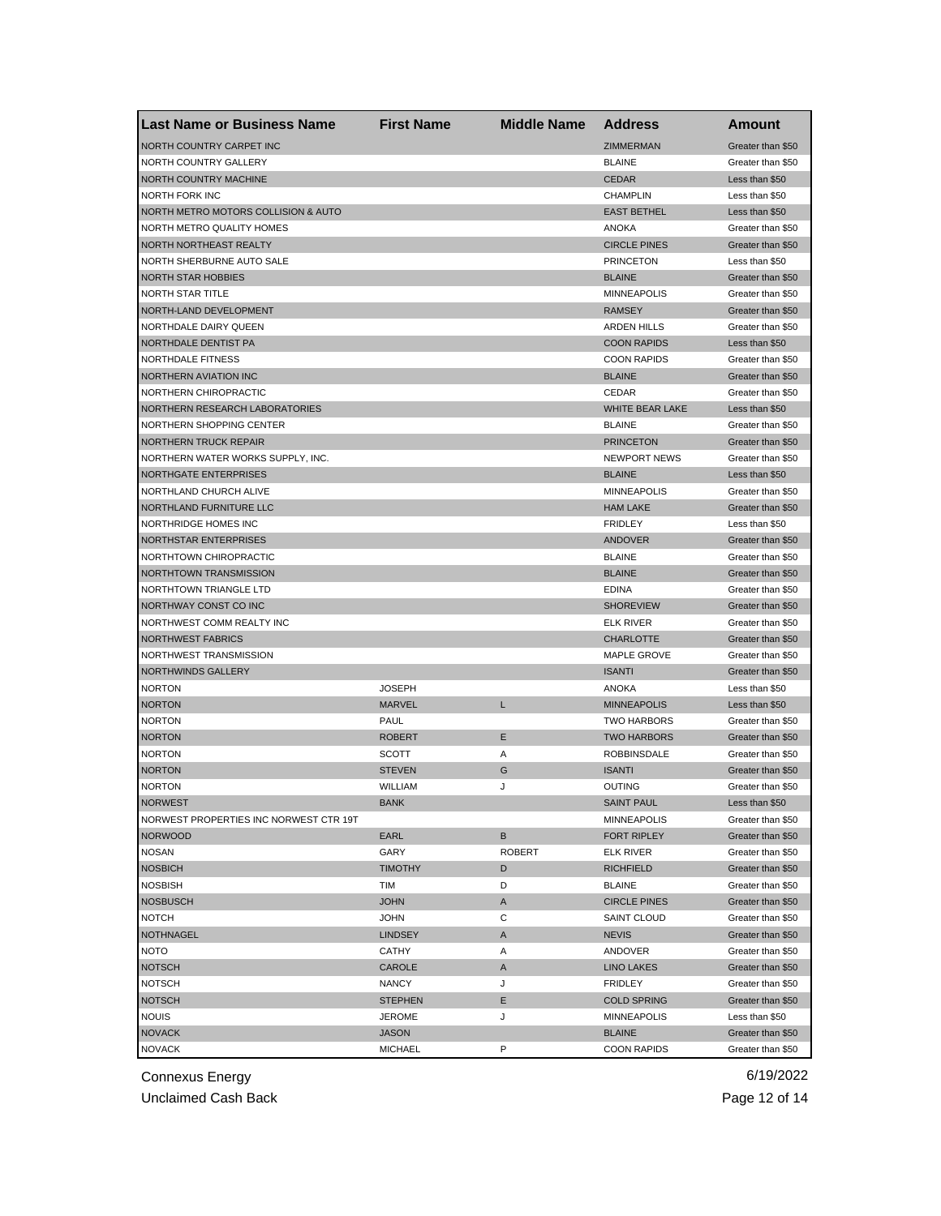| Last Name or Business Name | First Name | Middle Name | Address | Amount |
|---|---|---|---|---|
| NORTH COUNTRY CARPET INC | | | ZIMMERMAN | Greater than $50 |
| NORTH COUNTRY GALLERY | | | BLAINE | Greater than $50 |
| NORTH COUNTRY MACHINE | | | CEDAR | Less than $50 |
| NORTH FORK INC | | | CHAMPLIN | Less than $50 |
| NORTH METRO MOTORS COLLISION & AUTO | | | EAST BETHEL | Less than $50 |
| NORTH METRO QUALITY HOMES | | | ANOKA | Greater than $50 |
| NORTH NORTHEAST REALTY | | | CIRCLE PINES | Greater than $50 |
| NORTH SHERBURNE AUTO SALE | | | PRINCETON | Less than $50 |
| NORTH STAR HOBBIES | | | BLAINE | Greater than $50 |
| NORTH STAR TITLE | | | MINNEAPOLIS | Greater than $50 |
| NORTH-LAND DEVELOPMENT | | | RAMSEY | Greater than $50 |
| NORTHDALE DAIRY QUEEN | | | ARDEN HILLS | Greater than $50 |
| NORTHDALE DENTIST PA | | | COON RAPIDS | Less than $50 |
| NORTHDALE FITNESS | | | COON RAPIDS | Greater than $50 |
| NORTHERN AVIATION INC | | | BLAINE | Greater than $50 |
| NORTHERN CHIROPRACTIC | | | CEDAR | Greater than $50 |
| NORTHERN RESEARCH LABORATORIES | | | WHITE BEAR LAKE | Less than $50 |
| NORTHERN SHOPPING CENTER | | | BLAINE | Greater than $50 |
| NORTHERN TRUCK REPAIR | | | PRINCETON | Greater than $50 |
| NORTHERN WATER WORKS SUPPLY, INC. | | | NEWPORT NEWS | Greater than $50 |
| NORTHGATE ENTERPRISES | | | BLAINE | Less than $50 |
| NORTHLAND CHURCH ALIVE | | | MINNEAPOLIS | Greater than $50 |
| NORTHLAND FURNITURE LLC | | | HAM LAKE | Greater than $50 |
| NORTHRIDGE HOMES INC | | | FRIDLEY | Less than $50 |
| NORTHSTAR ENTERPRISES | | | ANDOVER | Greater than $50 |
| NORTHTOWN CHIROPRACTIC | | | BLAINE | Greater than $50 |
| NORTHTOWN TRANSMISSION | | | BLAINE | Greater than $50 |
| NORTHTOWN TRIANGLE LTD | | | EDINA | Greater than $50 |
| NORTHWAY CONST CO INC | | | SHOREVIEW | Greater than $50 |
| NORTHWEST COMM REALTY INC | | | ELK RIVER | Greater than $50 |
| NORTHWEST FABRICS | | | CHARLOTTE | Greater than $50 |
| NORTHWEST TRANSMISSION | | | MAPLE GROVE | Greater than $50 |
| NORTHWINDS GALLERY | | | ISANTI | Greater than $50 |
| NORTON | JOSEPH | | ANOKA | Less than $50 |
| NORTON | MARVEL | L | MINNEAPOLIS | Less than $50 |
| NORTON | PAUL | | TWO HARBORS | Greater than $50 |
| NORTON | ROBERT | E | TWO HARBORS | Greater than $50 |
| NORTON | SCOTT | A | ROBBINSDALE | Greater than $50 |
| NORTON | STEVEN | G | ISANTI | Greater than $50 |
| NORTON | WILLIAM | J | OUTING | Greater than $50 |
| NORWEST | BANK | | SAINT PAUL | Less than $50 |
| NORWEST PROPERTIES INC NORWEST CTR 19T | | | MINNEAPOLIS | Greater than $50 |
| NORWOOD | EARL | B | FORT RIPLEY | Greater than $50 |
| NOSAN | GARY | ROBERT | ELK RIVER | Greater than $50 |
| NOSBICH | TIMOTHY | D | RICHFIELD | Greater than $50 |
| NOSBISH | TIM | D | BLAINE | Greater than $50 |
| NOSBUSCH | JOHN | A | CIRCLE PINES | Greater than $50 |
| NOTCH | JOHN | C | SAINT CLOUD | Greater than $50 |
| NOTHNAGEL | LINDSEY | A | NEVIS | Greater than $50 |
| NOTO | CATHY | A | ANDOVER | Greater than $50 |
| NOTSCH | CAROLE | A | LINO LAKES | Greater than $50 |
| NOTSCH | NANCY | J | FRIDLEY | Greater than $50 |
| NOTSCH | STEPHEN | E | COLD SPRING | Greater than $50 |
| NOUIS | JEROME | J | MINNEAPOLIS | Less than $50 |
| NOVACK | JASON | | BLAINE | Greater than $50 |
| NOVACK | MICHAEL | P | COON RAPIDS | Greater than $50 |

Connexus Energy
Unclaimed Cash Back

6/19/2022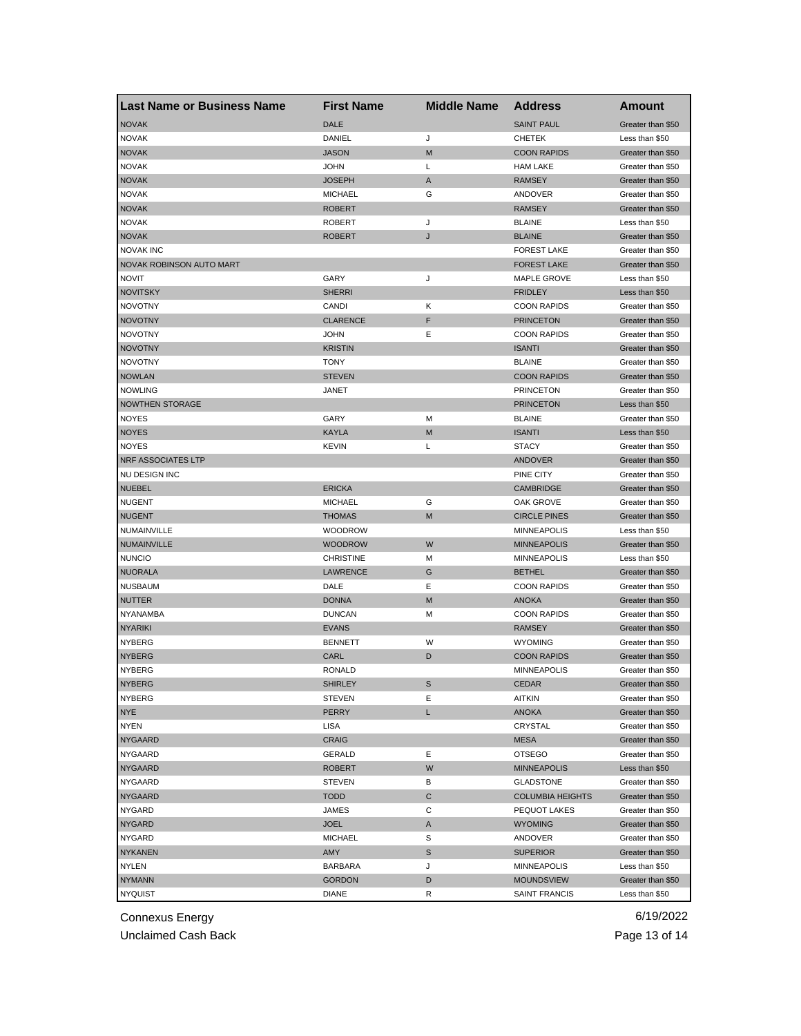| Last Name or Business Name | First Name | Middle Name | Address | Amount |
| --- | --- | --- | --- | --- |
| NOVAK | DALE | | SAINT PAUL | Greater than $50 |
| NOVAK | DANIEL | J | CHETEK | Less than $50 |
| NOVAK | JASON | M | COON RAPIDS | Greater than $50 |
| NOVAK | JOHN | L | HAM LAKE | Greater than $50 |
| NOVAK | JOSEPH | A | RAMSEY | Greater than $50 |
| NOVAK | MICHAEL | G | ANDOVER | Greater than $50 |
| NOVAK | ROBERT | | RAMSEY | Greater than $50 |
| NOVAK | ROBERT | J | BLAINE | Less than $50 |
| NOVAK | ROBERT | J | BLAINE | Greater than $50 |
| NOVAK INC | | | FOREST LAKE | Greater than $50 |
| NOVAK ROBINSON AUTO MART | | | FOREST LAKE | Greater than $50 |
| NOVIT | GARY | J | MAPLE GROVE | Less than $50 |
| NOVITSKY | SHERRI | | FRIDLEY | Less than $50 |
| NOVOTNY | CANDI | K | COON RAPIDS | Greater than $50 |
| NOVOTNY | CLARENCE | F | PRINCETON | Greater than $50 |
| NOVOTNY | JOHN | E | COON RAPIDS | Greater than $50 |
| NOVOTNY | KRISTIN | | ISANTI | Greater than $50 |
| NOVOTNY | TONY | | BLAINE | Greater than $50 |
| NOWLAN | STEVEN | | COON RAPIDS | Greater than $50 |
| NOWLING | JANET | | PRINCETON | Greater than $50 |
| NOWTHEN STORAGE | | | PRINCETON | Less than $50 |
| NOYES | GARY | M | BLAINE | Greater than $50 |
| NOYES | KAYLA | M | ISANTI | Less than $50 |
| NOYES | KEVIN | L | STACY | Greater than $50 |
| NRF ASSOCIATES LTP | | | ANDOVER | Greater than $50 |
| NU DESIGN INC | | | PINE CITY | Greater than $50 |
| NUEBEL | ERICKA | | CAMBRIDGE | Greater than $50 |
| NUGENT | MICHAEL | G | OAK GROVE | Greater than $50 |
| NUGENT | THOMAS | M | CIRCLE PINES | Greater than $50 |
| NUMAINVILLE | WOODROW | | MINNEAPOLIS | Less than $50 |
| NUMAINVILLE | WOODROW | W | MINNEAPOLIS | Greater than $50 |
| NUNCIO | CHRISTINE | M | MINNEAPOLIS | Less than $50 |
| NUORALA | LAWRENCE | G | BETHEL | Greater than $50 |
| NUSBAUM | DALE | E | COON RAPIDS | Greater than $50 |
| NUTTER | DONNA | M | ANOKA | Greater than $50 |
| NYANAMBA | DUNCAN | M | COON RAPIDS | Greater than $50 |
| NYARIKI | EVANS | | RAMSEY | Greater than $50 |
| NYBERG | BENNETT | W | WYOMING | Greater than $50 |
| NYBERG | CARL | D | COON RAPIDS | Greater than $50 |
| NYBERG | RONALD | | MINNEAPOLIS | Greater than $50 |
| NYBERG | SHIRLEY | S | CEDAR | Greater than $50 |
| NYBERG | STEVEN | E | AITKIN | Greater than $50 |
| NYE | PERRY | L | ANOKA | Greater than $50 |
| NYEN | LISA | | CRYSTAL | Greater than $50 |
| NYGAARD | CRAIG | | MESA | Greater than $50 |
| NYGAARD | GERALD | E | OTSEGO | Greater than $50 |
| NYGAARD | ROBERT | W | MINNEAPOLIS | Less than $50 |
| NYGAARD | STEVEN | B | GLADSTONE | Greater than $50 |
| NYGAARD | TODD | C | COLUMBIA HEIGHTS | Greater than $50 |
| NYGARD | JAMES | C | PEQUOT LAKES | Greater than $50 |
| NYGARD | JOEL | A | WYOMING | Greater than $50 |
| NYGARD | MICHAEL | S | ANDOVER | Greater than $50 |
| NYKANEN | AMY | S | SUPERIOR | Greater than $50 |
| NYLEN | BARBARA | J | MINNEAPOLIS | Less than $50 |
| NYMANN | GORDON | D | MOUNDSVIEW | Greater than $50 |
| NYQUIST | DIANE | R | SAINT FRANCIS | Less than $50 |

Connexus Energy
Unclaimed Cash Back

6/19/2022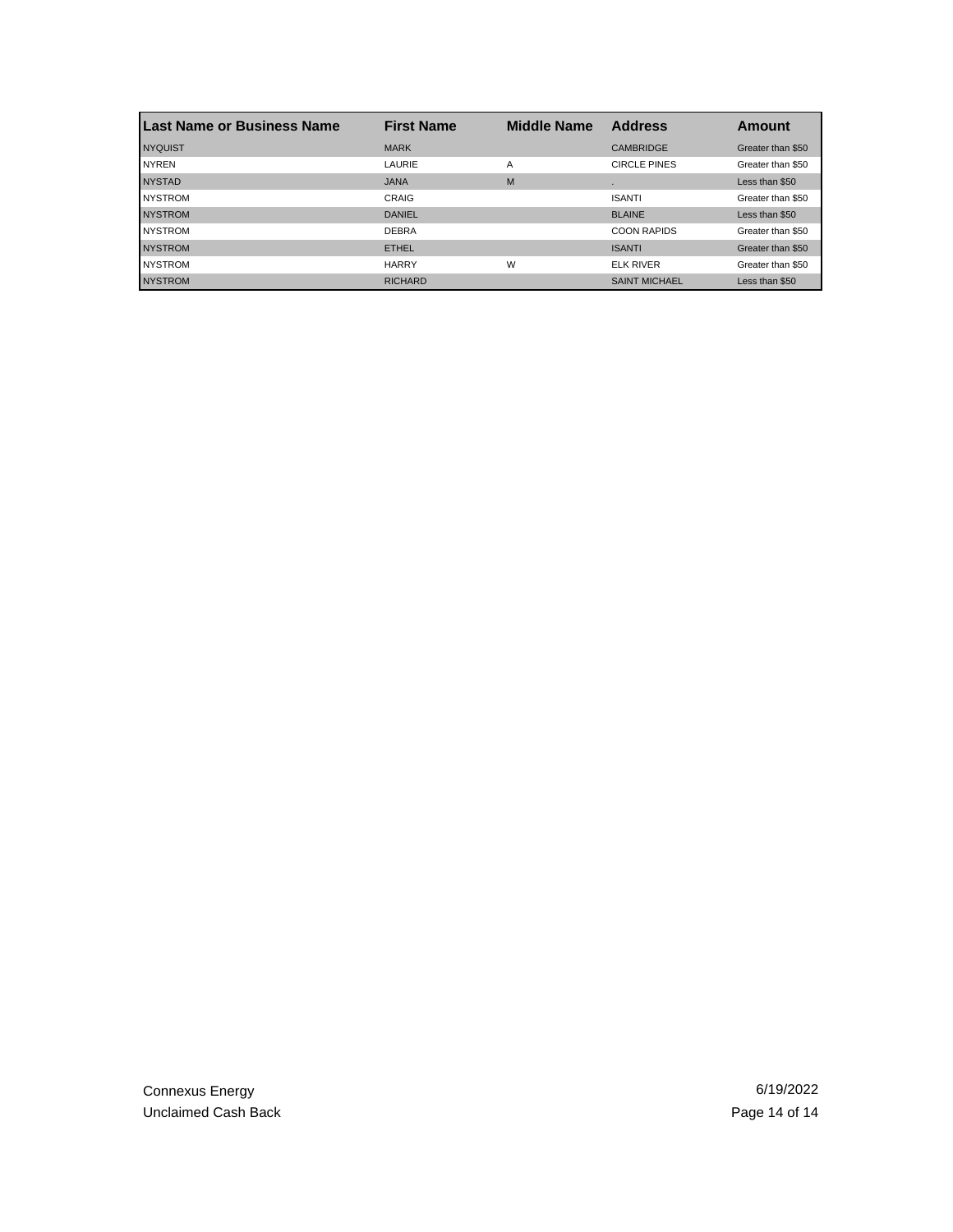| Last Name or Business Name | First Name | Middle Name | Address | Amount |
| --- | --- | --- | --- | --- |
| NYQUIST | MARK | | CAMBRIDGE | Greater than $50 |
| NYREN | LAURIE | A | CIRCLE PINES | Greater than $50 |
| NYSTAD | JANA | M | . | Less than $50 |
| NYSTROM | CRAIG | | ISANTI | Greater than $50 |
| NYSTROM | DANIEL | | BLAINE | Less than $50 |
| NYSTROM | DEBRA | | COON RAPIDS | Greater than $50 |
| NYSTROM | ETHEL | | ISANTI | Greater than $50 |
| NYSTROM | HARRY | W | ELK RIVER | Greater than $50 |
| NYSTROM | RICHARD | | SAINT MICHAEL | Less than $50 |